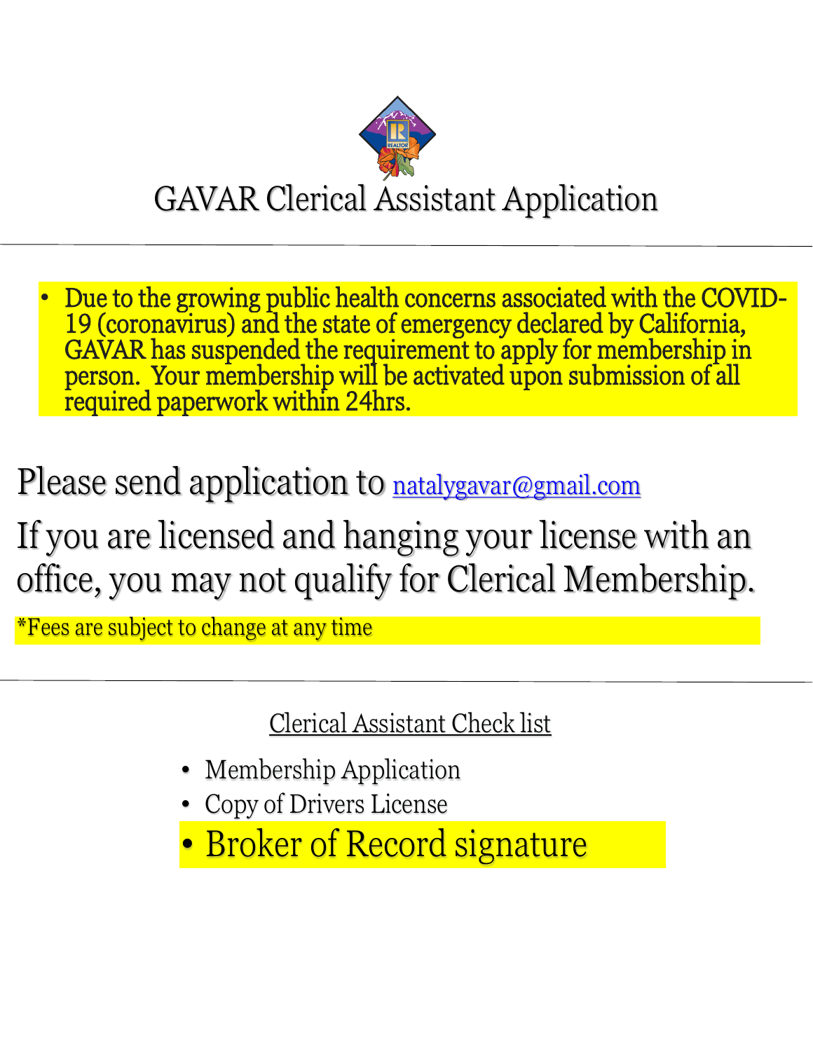# GAVAR Clerical Assistant Application

---

- Due to the growing public health concerns associated with the COVID-19 (coronavirus) and the state of emergency declared by California, GAVAR has suspended the requirement to apply for membership in person. Your membership will be activated upon submission of all required paperwork within 24hrs.

Please send application to natalygavar@gmail.com

If you are licensed and hanging your license with an office, you may not qualify for Clerical Membership.

*Fees are subject to change at any time

---

## Clerical Assistant Check list

- Membership Application
- Copy of Drivers License
- **Broker of Record signature**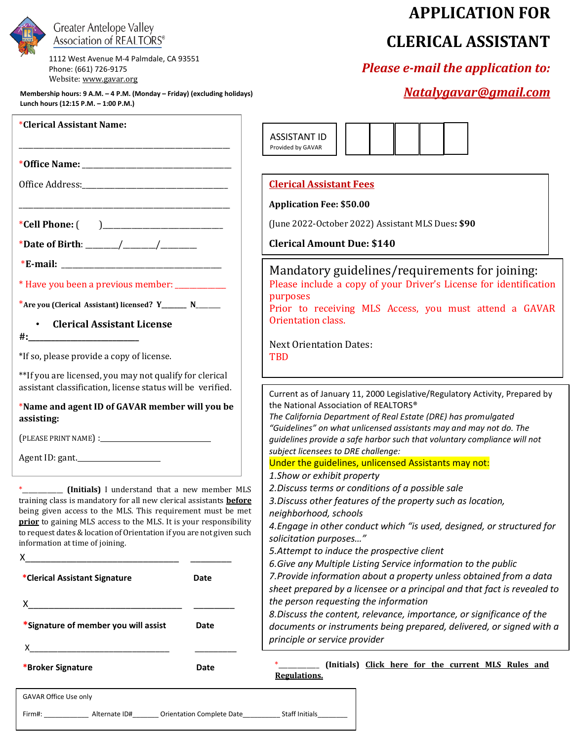Greater Antelope Valley Association of REALTORS®

1112 West Avenue M-4 Palmdale, CA 93551
Phone: (661) 726-9175
Website: www.gavar.org

**Membership hours: 9 A.M. – 4 P.M. (Monday – Friday) (excluding holidays)**
**Lunch hours (12:15 P.M. – 1:00 P.M.)**

# APPLICATION FOR CLERICAL ASSISTANT

***Please e-mail the application to:***

***Natalygavar@gmail.com***

*__Clerical Assistant Name:__

_______________________________________________

*__Office Name:__ _______________________________

Office Address:_________________________________

_______________________________________________

*__Cell Phone:__ (    )__________________________

*__Date of Birth__: ______/______/_______

*__E-mail:__ ___________________________________

* Have you been a previous member: __________

***Are you (Clerical Assistant) licensed? Y______ N______**

- **Clerical Assistant License #:**________________________

*If so, please provide a copy of license.

**If you are licensed, you may not qualify for clerical assistant classification, license status will be verified.

***Name and agent ID of GAVAR member will you be assisting:**

(PLEASE PRINT NAME) :_______________________

Agent ID: gant.__________________

ASSISTANT ID
Provided by GAVAR

**Clerical Assistant Fees**

**Application Fee: $50.00**

(June 2022-October 2022) Assistant MLS Dues**: $90**

**Clerical Amount Due: $140**

## Mandatory guidelines/requirements for joining:

Please include a copy of your Driver's License for identification purposes

Prior to receiving MLS Access, you must attend a GAVAR Orientation class.

Next Orientation Dates:
TBD

*________ **(Initials)** I understand that a new member MLS training class is mandatory for all new clerical assistants **before** being given access to the MLS. This requirement must be met **prior** to gaining MLS access to the MLS. It is your responsibility to request dates & location of Orientation if you are not given such information at time of joining.

X_________________________________ _________

***Clerical Assistant Signature** **Date**

X_________________________________ _________

***Signature of member you will assist** **Date**

X_________________________________ _________

***Broker Signature** **Date**

Current as of January 11, 2000 Legislative/Regulatory Activity, Prepared by the National Association of REALTORS®

*The California Department of Real Estate (DRE) has promulgated "Guidelines" on what unlicensed assistants may and may not do. The guidelines provide a safe harbor such that voluntary compliance will not subject licensees to DRE challenge:*

Under the guidelines, unlicensed Assistants may not:

*1.Show or exhibit property*
*2.Discuss terms or conditions of a possible sale*
*3.Discuss other features of the property such as location, neighborhood, schools*
*4.Engage in other conduct which "is used, designed, or structured for solicitation purposes…"*
*5.Attempt to induce the prospective client*
*6.Give any Multiple Listing Service information to the public*
*7.Provide information about a property unless obtained from a data sheet prepared by a licensee or a principal and that fact is revealed to the person requesting the information*
*8.Discuss the content, relevance, importance, or significance of the documents or instruments being prepared, delivered, or signed with a principle or service provider*

*________ **(Initials)** **Click here for the current MLS Rules and Regulations.**

GAVAR Office Use only

Firm#: ___________ Alternate ID#_______ Orientation Complete Date_________ Staff Initials________